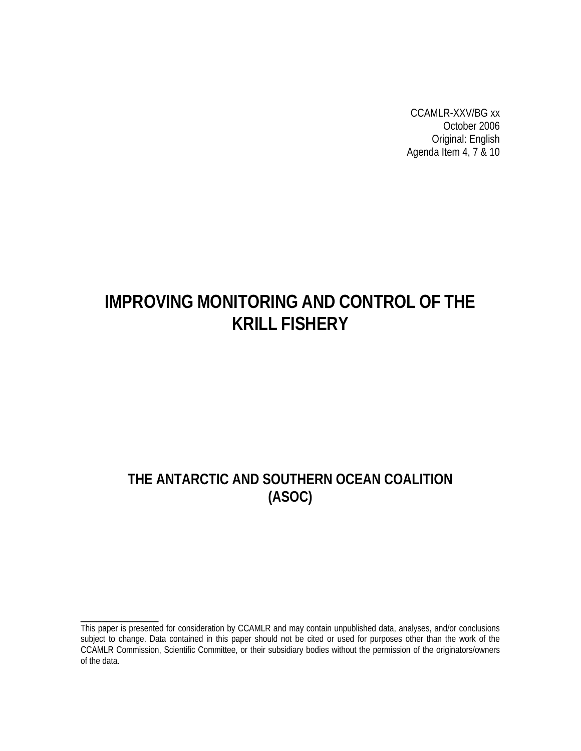CCAMLR-XXV/BG xx
October 2006
Original: English
Agenda Item 4, 7 & 10

# IMPROVING MONITORING AND CONTROL OF THE KRILL FISHERY

## THE ANTARCTIC AND SOUTHERN OCEAN COALITION (ASOC)

---

This paper is presented for consideration by CCAMLR and may contain unpublished data, analyses, and/or conclusions subject to change. Data contained in this paper should not be cited or used for purposes other than the work of the CCAMLR Commission, Scientific Committee, or their subsidiary bodies without the permission of the originators/owners of the data.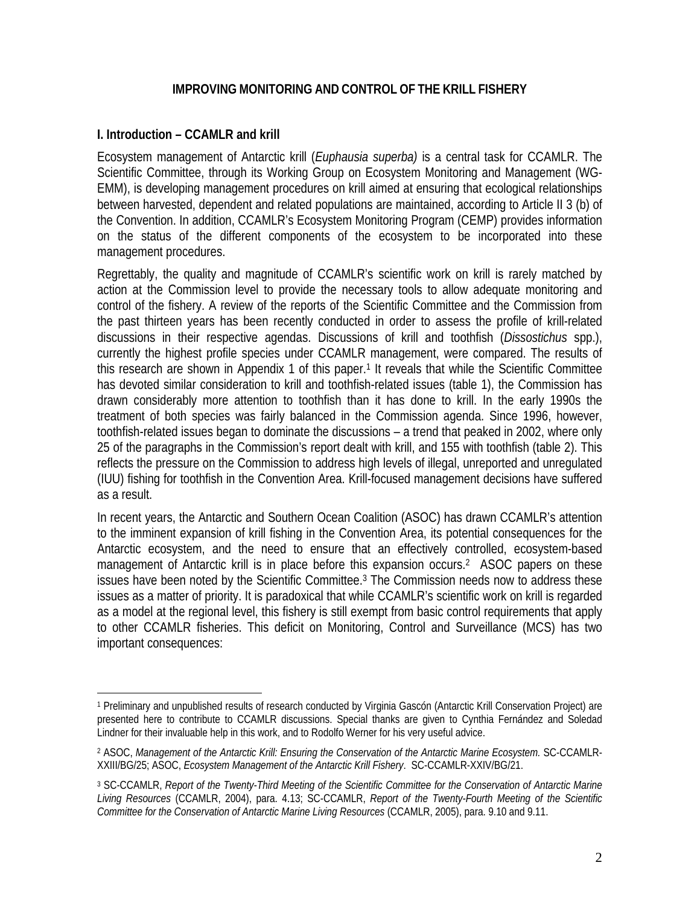**IMPROVING MONITORING AND CONTROL OF THE KRILL FISHERY**

## I. Introduction – CCAMLR and krill

Ecosystem management of Antarctic krill (*Euphausia superba)* is a central task for CCAMLR. The Scientific Committee, through its Working Group on Ecosystem Monitoring and Management (WG-EMM), is developing management procedures on krill aimed at ensuring that ecological relationships between harvested, dependent and related populations are maintained, according to Article II 3 (b) of the Convention. In addition, CCAMLR's Ecosystem Monitoring Program (CEMP) provides information on the status of the different components of the ecosystem to be incorporated into these management procedures.

Regrettably, the quality and magnitude of CCAMLR's scientific work on krill is rarely matched by action at the Commission level to provide the necessary tools to allow adequate monitoring and control of the fishery. A review of the reports of the Scientific Committee and the Commission from the past thirteen years has been recently conducted in order to assess the profile of krill-related discussions in their respective agendas. Discussions of krill and toothfish (*Dissostichus* spp.), currently the highest profile species under CCAMLR management, were compared. The results of this research are shown in Appendix 1 of this paper.[1] It reveals that while the Scientific Committee has devoted similar consideration to krill and toothfish-related issues (table 1), the Commission has drawn considerably more attention to toothfish than it has done to krill. In the early 1990s the treatment of both species was fairly balanced in the Commission agenda. Since 1996, however, toothfish-related issues began to dominate the discussions – a trend that peaked in 2002, where only 25 of the paragraphs in the Commission's report dealt with krill, and 155 with toothfish (table 2). This reflects the pressure on the Commission to address high levels of illegal, unreported and unregulated (IUU) fishing for toothfish in the Convention Area. Krill-focused management decisions have suffered as a result.

In recent years, the Antarctic and Southern Ocean Coalition (ASOC) has drawn CCAMLR's attention to the imminent expansion of krill fishing in the Convention Area, its potential consequences for the Antarctic ecosystem, and the need to ensure that an effectively controlled, ecosystem-based management of Antarctic krill is in place before this expansion occurs.[2] ASOC papers on these issues have been noted by the Scientific Committee.[3] The Commission needs now to address these issues as a matter of priority. It is paradoxical that while CCAMLR's scientific work on krill is regarded as a model at the regional level, this fishery is still exempt from basic control requirements that apply to other CCAMLR fisheries. This deficit on Monitoring, Control and Surveillance (MCS) has two important consequences:

---

[1] Preliminary and unpublished results of research conducted by Virginia Gascón (Antarctic Krill Conservation Project) are presented here to contribute to CCAMLR discussions. Special thanks are given to Cynthia Fernández and Soledad Lindner for their invaluable help in this work, and to Rodolfo Werner for his very useful advice.

[2] ASOC, *Management of the Antarctic Krill: Ensuring the Conservation of the Antarctic Marine Ecosystem.* SC-CCAMLR-XXIII/BG/25; ASOC, *Ecosystem Management of the Antarctic Krill Fishery*. SC-CCAMLR-XXIV/BG/21.

[3] SC-CCAMLR, *Report of the Twenty-Third Meeting of the Scientific Committee for the Conservation of Antarctic Marine Living Resources* (CCAMLR, 2004), para. 4.13; SC-CCAMLR, *Report of the Twenty-Fourth Meeting of the Scientific Committee for the Conservation of Antarctic Marine Living Resources* (CCAMLR, 2005), para. 9.10 and 9.11.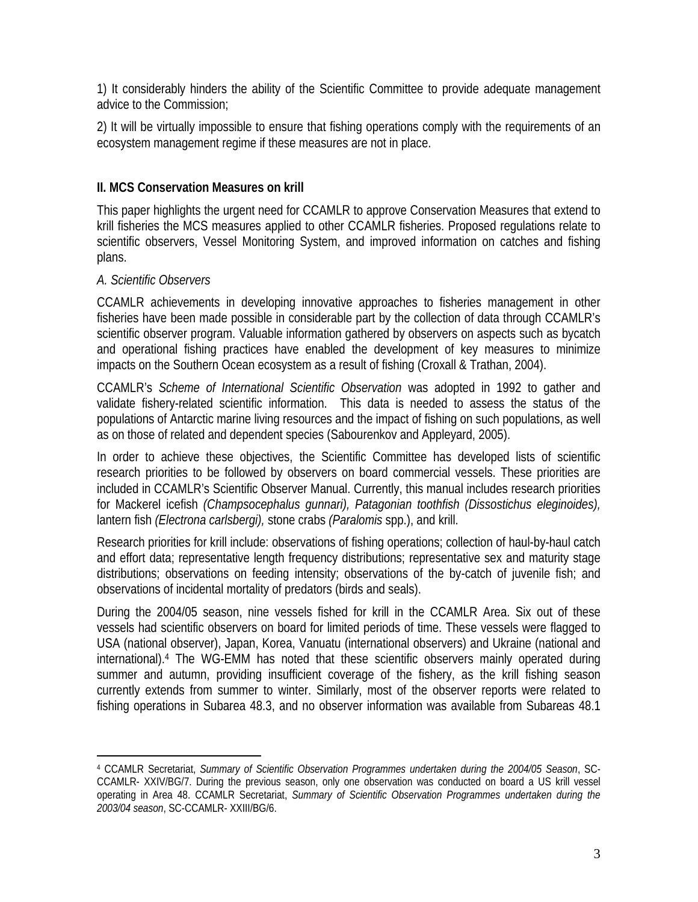1) It considerably hinders the ability of the Scientific Committee to provide adequate management advice to the Commission;

2) It will be virtually impossible to ensure that fishing operations comply with the requirements of an ecosystem management regime if these measures are not in place.

## II. MCS Conservation Measures on krill

This paper highlights the urgent need for CCAMLR to approve Conservation Measures that extend to krill fisheries the MCS measures applied to other CCAMLR fisheries. Proposed regulations relate to scientific observers, Vessel Monitoring System, and improved information on catches and fishing plans.

### *A. Scientific Observers*

CCAMLR achievements in developing innovative approaches to fisheries management in other fisheries have been made possible in considerable part by the collection of data through CCAMLR's scientific observer program. Valuable information gathered by observers on aspects such as bycatch and operational fishing practices have enabled the development of key measures to minimize impacts on the Southern Ocean ecosystem as a result of fishing (Croxall & Trathan, 2004).

CCAMLR's *Scheme of International Scientific Observation* was adopted in 1992 to gather and validate fishery-related scientific information. This data is needed to assess the status of the populations of Antarctic marine living resources and the impact of fishing on such populations, as well as on those of related and dependent species (Sabourenkov and Appleyard, 2005).

In order to achieve these objectives, the Scientific Committee has developed lists of scientific research priorities to be followed by observers on board commercial vessels. These priorities are included in CCAMLR's Scientific Observer Manual. Currently, this manual includes research priorities for Mackerel icefish *(Champsocephalus gunnari), Patagonian toothfish (Dissostichus eleginoides),* lantern fish *(Electrona carlsbergi),* stone crabs *(Paralomis* spp.), and krill.

Research priorities for krill include: observations of fishing operations; collection of haul-by-haul catch and effort data; representative length frequency distributions; representative sex and maturity stage distributions; observations on feeding intensity; observations of the by-catch of juvenile fish; and observations of incidental mortality of predators (birds and seals).

During the 2004/05 season, nine vessels fished for krill in the CCAMLR Area. Six out of these vessels had scientific observers on board for limited periods of time. These vessels were flagged to USA (national observer), Japan, Korea, Vanuatu (international observers) and Ukraine (national and international).[4] The WG-EMM has noted that these scientific observers mainly operated during summer and autumn, providing insufficient coverage of the fishery, as the krill fishing season currently extends from summer to winter. Similarly, most of the observer reports were related to fishing operations in Subarea 48.3, and no observer information was available from Subareas 48.1

---

[4] CCAMLR Secretariat, *Summary of Scientific Observation Programmes undertaken during the 2004/05 Season*, SC-CCAMLR- XXIV/BG/7. During the previous season, only one observation was conducted on board a US krill vessel operating in Area 48. CCAMLR Secretariat, *Summary of Scientific Observation Programmes undertaken during the 2003/04 season*, SC-CCAMLR- XXIII/BG/6.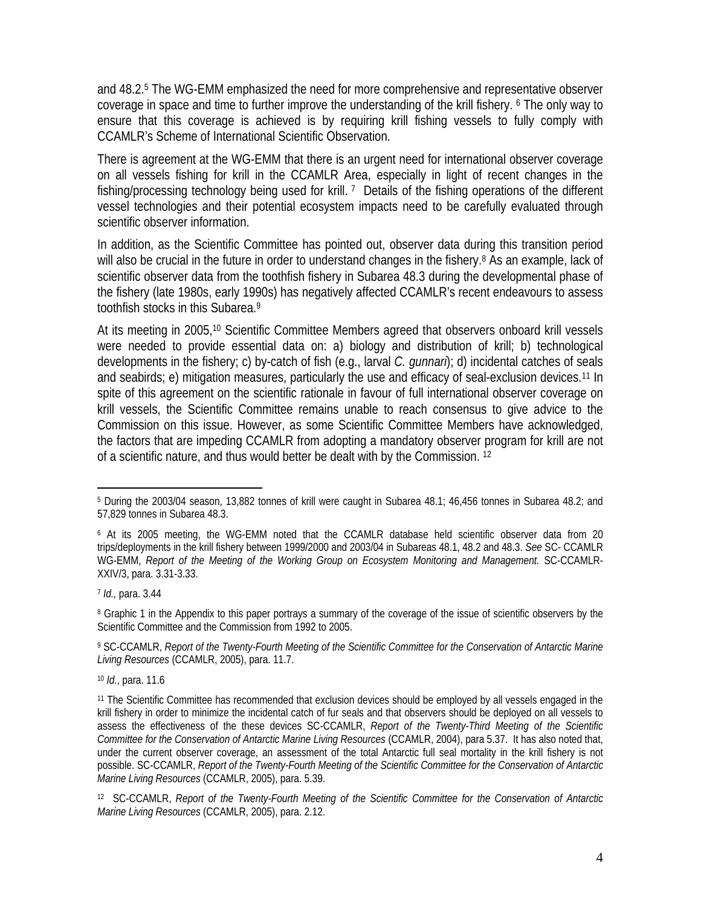and 48.2.[5] The WG-EMM emphasized the need for more comprehensive and representative observer coverage in space and time to further improve the understanding of the krill fishery. [6] The only way to ensure that this coverage is achieved is by requiring krill fishing vessels to fully comply with CCAMLR's Scheme of International Scientific Observation.

There is agreement at the WG-EMM that there is an urgent need for international observer coverage on all vessels fishing for krill in the CCAMLR Area, especially in light of recent changes in the fishing/processing technology being used for krill. [7] Details of the fishing operations of the different vessel technologies and their potential ecosystem impacts need to be carefully evaluated through scientific observer information.

In addition, as the Scientific Committee has pointed out, observer data during this transition period will also be crucial in the future in order to understand changes in the fishery.[8] As an example, lack of scientific observer data from the toothfish fishery in Subarea 48.3 during the developmental phase of the fishery (late 1980s, early 1990s) has negatively affected CCAMLR's recent endeavours to assess toothfish stocks in this Subarea.[9]

At its meeting in 2005,[10] Scientific Committee Members agreed that observers onboard krill vessels were needed to provide essential data on: a) biology and distribution of krill; b) technological developments in the fishery; c) by-catch of fish (e.g., larval *C. gunnari*); d) incidental catches of seals and seabirds; e) mitigation measures, particularly the use and efficacy of seal-exclusion devices.[11] In spite of this agreement on the scientific rationale in favour of full international observer coverage on krill vessels, the Scientific Committee remains unable to reach consensus to give advice to the Commission on this issue. However, as some Scientific Committee Members have acknowledged, the factors that are impeding CCAMLR from adopting a mandatory observer program for krill are not of a scientific nature, and thus would better be dealt with by the Commission. [12]

---

[5] During the 2003/04 season, 13,882 tonnes of krill were caught in Subarea 48.1; 46,456 tonnes in Subarea 48.2; and 57,829 tonnes in Subarea 48.3.

[6] At its 2005 meeting, the WG-EMM noted that the CCAMLR database held scientific observer data from 20 trips/deployments in the krill fishery between 1999/2000 and 2003/04 in Subareas 48.1, 48.2 and 48.3. *See* SC- CCAMLR WG-EMM, *Report of the Meeting of the Working Group on Ecosystem Monitoring and Management*. SC-CCAMLR-XXIV/3, para. 3.31-3.33.

[7] *Id.,* para. 3.44

[8] Graphic 1 in the Appendix to this paper portrays a summary of the coverage of the issue of scientific observers by the Scientific Committee and the Commission from 1992 to 2005.

[9] SC-CCAMLR, *Report of the Twenty-Fourth Meeting of the Scientific Committee for the Conservation of Antarctic Marine Living Resources* (CCAMLR, 2005), para. 11.7.

[10] *Id.*, para. 11.6

[11] The Scientific Committee has recommended that exclusion devices should be employed by all vessels engaged in the krill fishery in order to minimize the incidental catch of fur seals and that observers should be deployed on all vessels to assess the effectiveness of the these devices SC-CCAMLR, *Report of the Twenty-Third Meeting of the Scientific Committee for the Conservation of Antarctic Marine Living Resources* (CCAMLR, 2004), para 5.37. It has also noted that, under the current observer coverage, an assessment of the total Antarctic full seal mortality in the krill fishery is not possible. SC-CCAMLR, *Report of the Twenty-Fourth Meeting of the Scientific Committee for the Conservation of Antarctic Marine Living Resources* (CCAMLR, 2005), para. 5.39.

[12] SC-CCAMLR, *Report of the Twenty-Fourth Meeting of the Scientific Committee for the Conservation of Antarctic Marine Living Resources* (CCAMLR, 2005), para. 2.12.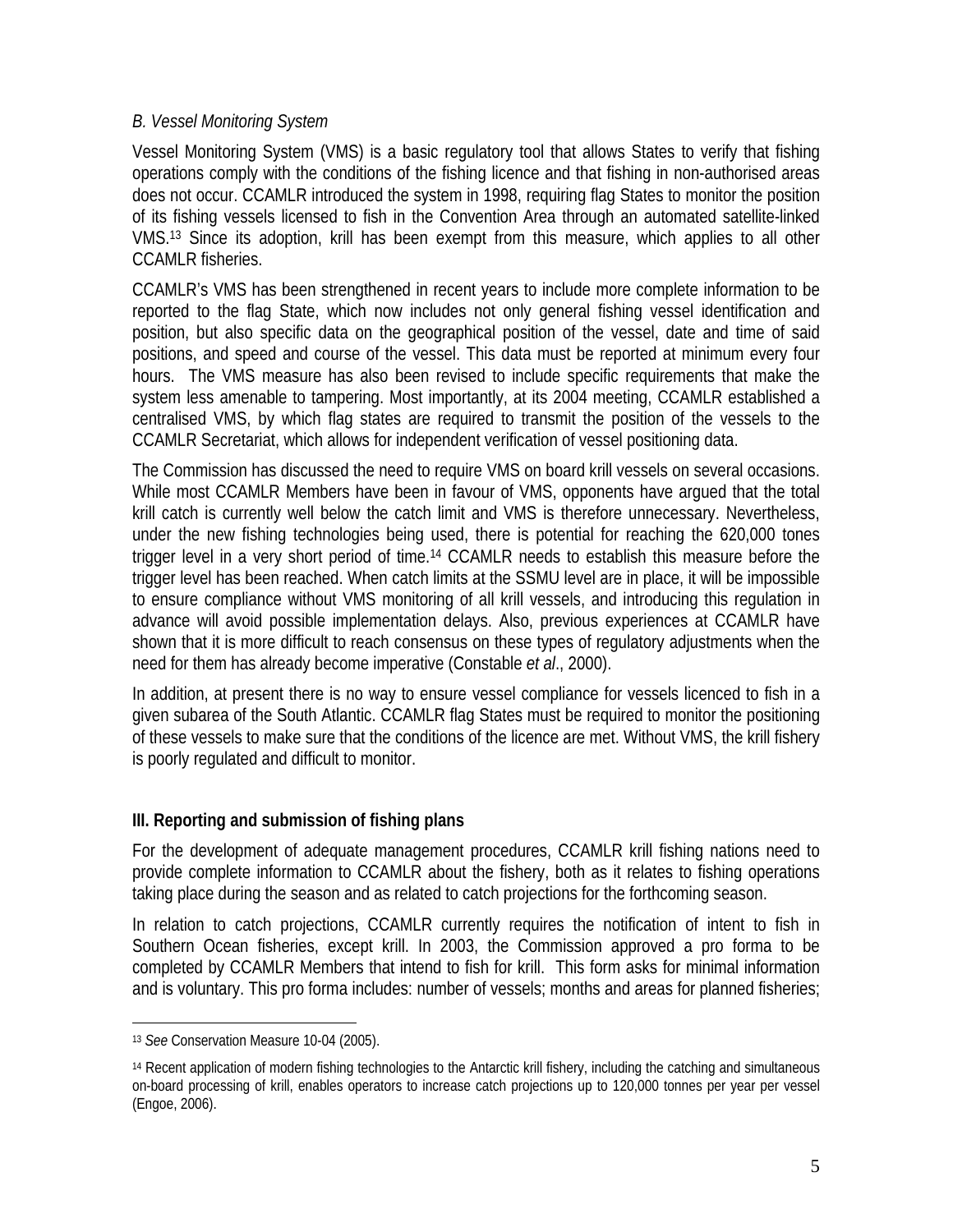*B. Vessel Monitoring System*

Vessel Monitoring System (VMS) is a basic regulatory tool that allows States to verify that fishing operations comply with the conditions of the fishing licence and that fishing in non-authorised areas does not occur. CCAMLR introduced the system in 1998, requiring flag States to monitor the position of its fishing vessels licensed to fish in the Convention Area through an automated satellite-linked VMS.[13] Since its adoption, krill has been exempt from this measure, which applies to all other CCAMLR fisheries.

CCAMLR's VMS has been strengthened in recent years to include more complete information to be reported to the flag State, which now includes not only general fishing vessel identification and position, but also specific data on the geographical position of the vessel, date and time of said positions, and speed and course of the vessel. This data must be reported at minimum every four hours. The VMS measure has also been revised to include specific requirements that make the system less amenable to tampering. Most importantly, at its 2004 meeting, CCAMLR established a centralised VMS, by which flag states are required to transmit the position of the vessels to the CCAMLR Secretariat, which allows for independent verification of vessel positioning data.

The Commission has discussed the need to require VMS on board krill vessels on several occasions. While most CCAMLR Members have been in favour of VMS, opponents have argued that the total krill catch is currently well below the catch limit and VMS is therefore unnecessary. Nevertheless, under the new fishing technologies being used, there is potential for reaching the 620,000 tones trigger level in a very short period of time.[14] CCAMLR needs to establish this measure before the trigger level has been reached. When catch limits at the SSMU level are in place, it will be impossible to ensure compliance without VMS monitoring of all krill vessels, and introducing this regulation in advance will avoid possible implementation delays. Also, previous experiences at CCAMLR have shown that it is more difficult to reach consensus on these types of regulatory adjustments when the need for them has already become imperative (Constable *et al*., 2000).

In addition, at present there is no way to ensure vessel compliance for vessels licenced to fish in a given subarea of the South Atlantic. CCAMLR flag States must be required to monitor the positioning of these vessels to make sure that the conditions of the licence are met. Without VMS, the krill fishery is poorly regulated and difficult to monitor.

## III. Reporting and submission of fishing plans

For the development of adequate management procedures, CCAMLR krill fishing nations need to provide complete information to CCAMLR about the fishery, both as it relates to fishing operations taking place during the season and as related to catch projections for the forthcoming season.

In relation to catch projections, CCAMLR currently requires the notification of intent to fish in Southern Ocean fisheries, except krill. In 2003, the Commission approved a pro forma to be completed by CCAMLR Members that intend to fish for krill. This form asks for minimal information and is voluntary. This pro forma includes: number of vessels; months and areas for planned fisheries;

---

[13] *See* Conservation Measure 10-04 (2005).

[14] Recent application of modern fishing technologies to the Antarctic krill fishery, including the catching and simultaneous on-board processing of krill, enables operators to increase catch projections up to 120,000 tonnes per year per vessel (Engoe, 2006).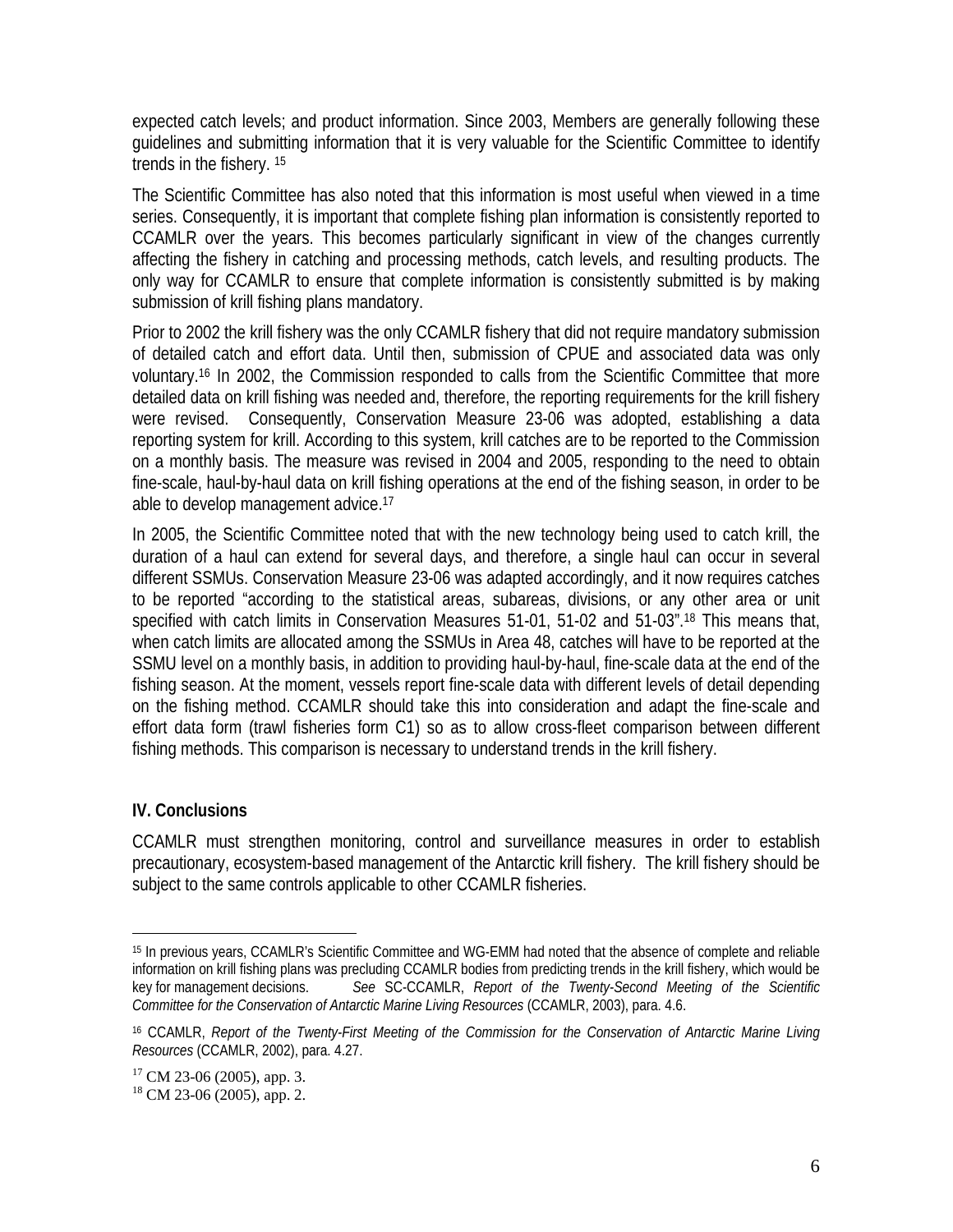expected catch levels; and product information. Since 2003, Members are generally following these guidelines and submitting information that it is very valuable for the Scientific Committee to identify trends in the fishery. [15]

The Scientific Committee has also noted that this information is most useful when viewed in a time series. Consequently, it is important that complete fishing plan information is consistently reported to CCAMLR over the years. This becomes particularly significant in view of the changes currently affecting the fishery in catching and processing methods, catch levels, and resulting products. The only way for CCAMLR to ensure that complete information is consistently submitted is by making submission of krill fishing plans mandatory.

Prior to 2002 the krill fishery was the only CCAMLR fishery that did not require mandatory submission of detailed catch and effort data. Until then, submission of CPUE and associated data was only voluntary.[16] In 2002, the Commission responded to calls from the Scientific Committee that more detailed data on krill fishing was needed and, therefore, the reporting requirements for the krill fishery were revised. Consequently, Conservation Measure 23-06 was adopted, establishing a data reporting system for krill. According to this system, krill catches are to be reported to the Commission on a monthly basis. The measure was revised in 2004 and 2005, responding to the need to obtain fine-scale, haul-by-haul data on krill fishing operations at the end of the fishing season, in order to be able to develop management advice.[17]

In 2005, the Scientific Committee noted that with the new technology being used to catch krill, the duration of a haul can extend for several days, and therefore, a single haul can occur in several different SSMUs. Conservation Measure 23-06 was adapted accordingly, and it now requires catches to be reported "according to the statistical areas, subareas, divisions, or any other area or unit specified with catch limits in Conservation Measures 51-01, 51-02 and 51-03".[18] This means that, when catch limits are allocated among the SSMUs in Area 48, catches will have to be reported at the SSMU level on a monthly basis, in addition to providing haul-by-haul, fine-scale data at the end of the fishing season. At the moment, vessels report fine-scale data with different levels of detail depending on the fishing method. CCAMLR should take this into consideration and adapt the fine-scale and effort data form (trawl fisheries form C1) so as to allow cross-fleet comparison between different fishing methods. This comparison is necessary to understand trends in the krill fishery.

## IV. Conclusions

CCAMLR must strengthen monitoring, control and surveillance measures in order to establish precautionary, ecosystem-based management of the Antarctic krill fishery. The krill fishery should be subject to the same controls applicable to other CCAMLR fisheries.

---

[15] In previous years, CCAMLR's Scientific Committee and WG-EMM had noted that the absence of complete and reliable information on krill fishing plans was precluding CCAMLR bodies from predicting trends in the krill fishery, which would be key for management decisions. *See* SC-CCAMLR, *Report of the Twenty-Second Meeting of the Scientific Committee for the Conservation of Antarctic Marine Living Resources* (CCAMLR, 2003), para. 4.6.

[16] CCAMLR, *Report of the Twenty-First Meeting of the Commission for the Conservation of Antarctic Marine Living Resources* (CCAMLR, 2002), para. 4.27.

[17] CM 23-06 (2005), app. 3.

[18] CM 23-06 (2005), app. 2.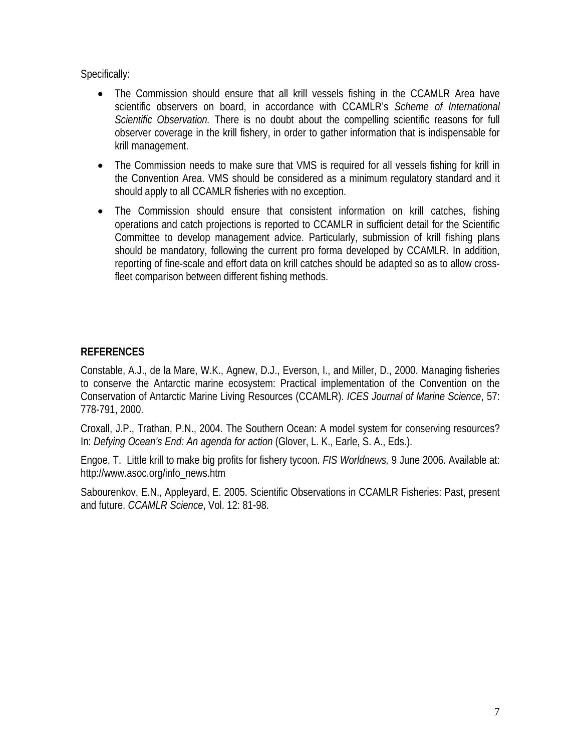Specifically:

- The Commission should ensure that all krill vessels fishing in the CCAMLR Area have scientific observers on board, in accordance with CCAMLR's *Scheme of International Scientific Observation.* There is no doubt about the compelling scientific reasons for full observer coverage in the krill fishery, in order to gather information that is indispensable for krill management.
- The Commission needs to make sure that VMS is required for all vessels fishing for krill in the Convention Area. VMS should be considered as a minimum regulatory standard and it should apply to all CCAMLR fisheries with no exception.
- The Commission should ensure that consistent information on krill catches, fishing operations and catch projections is reported to CCAMLR in sufficient detail for the Scientific Committee to develop management advice. Particularly, submission of krill fishing plans should be mandatory, following the current pro forma developed by CCAMLR. In addition, reporting of fine-scale and effort data on krill catches should be adapted so as to allow cross-fleet comparison between different fishing methods.

## REFERENCES

Constable, A.J., de la Mare, W.K., Agnew, D.J., Everson, I., and Miller, D., 2000. Managing fisheries to conserve the Antarctic marine ecosystem: Practical implementation of the Convention on the Conservation of Antarctic Marine Living Resources (CCAMLR). *ICES Journal of Marine Science*, 57: 778-791, 2000.

Croxall, J.P., Trathan, P.N., 2004. The Southern Ocean: A model system for conserving resources? In: *Defying Ocean's End: An agenda for action* (Glover, L. K., Earle, S. A., Eds.).

Engoe, T. Little krill to make big profits for fishery tycoon. *FIS Worldnews,* 9 June 2006. Available at: http://www.asoc.org/info_news.htm

Sabourenkov, E.N., Appleyard, E. 2005. Scientific Observations in CCAMLR Fisheries: Past, present and future. *CCAMLR Science*, Vol. 12: 81-98.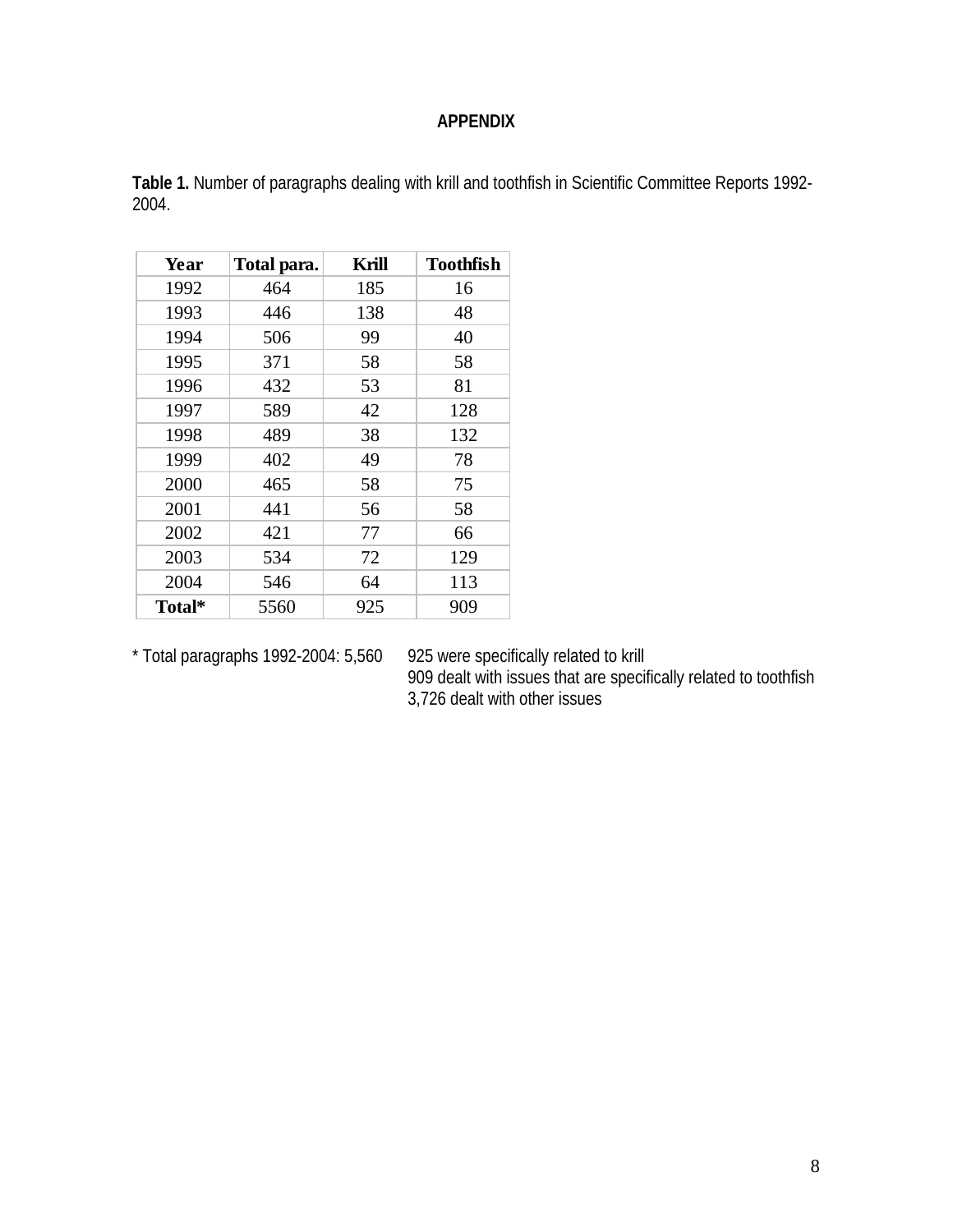# APPENDIX

**Table 1.** Number of paragraphs dealing with krill and toothfish in Scientific Committee Reports 1992-2004.

| Year | Total para. | Krill | Toothfish |
|---|---|---|---|
| 1992 | 464 | 185 | 16 |
| 1993 | 446 | 138 | 48 |
| 1994 | 506 | 99 | 40 |
| 1995 | 371 | 58 | 58 |
| 1996 | 432 | 53 | 81 |
| 1997 | 589 | 42 | 128 |
| 1998 | 489 | 38 | 132 |
| 1999 | 402 | 49 | 78 |
| 2000 | 465 | 58 | 75 |
| 2001 | 441 | 56 | 58 |
| 2002 | 421 | 77 | 66 |
| 2003 | 534 | 72 | 129 |
| 2004 | 546 | 64 | 113 |
| **Total*** | 5560 | 925 | 909 |

\* Total paragraphs 1992-2004: 5,560

925 were specifically related to krill
909 dealt with issues that are specifically related to toothfish
3,726 dealt with other issues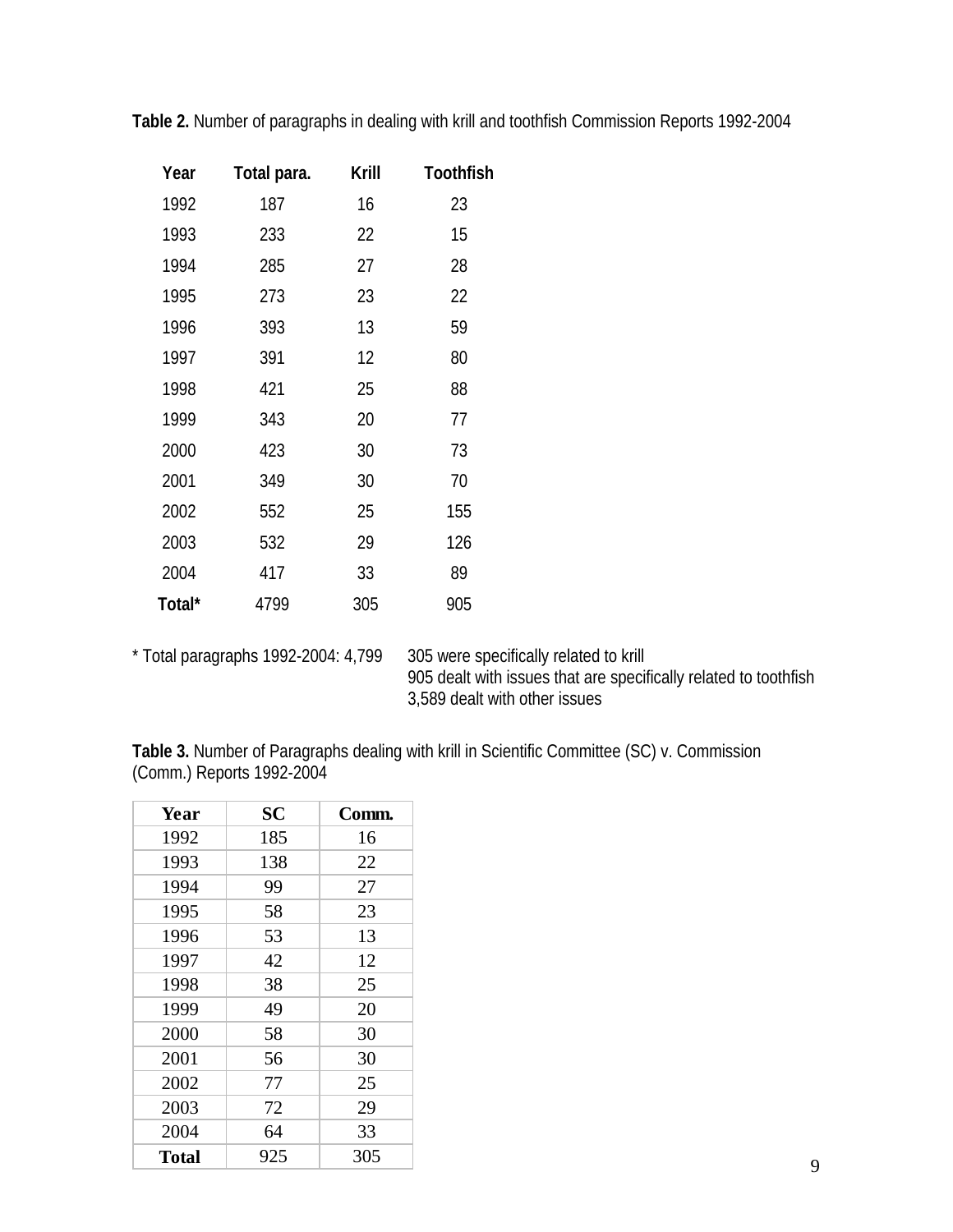**Table 2.** Number of paragraphs in dealing with krill and toothfish Commission Reports 1992-2004

| Year | Total para. | Krill | Toothfish |
|---|---|---|---|
| 1992 | 187 | 16 | 23 |
| 1993 | 233 | 22 | 15 |
| 1994 | 285 | 27 | 28 |
| 1995 | 273 | 23 | 22 |
| 1996 | 393 | 13 | 59 |
| 1997 | 391 | 12 | 80 |
| 1998 | 421 | 25 | 88 |
| 1999 | 343 | 20 | 77 |
| 2000 | 423 | 30 | 73 |
| 2001 | 349 | 30 | 70 |
| 2002 | 552 | 25 | 155 |
| 2003 | 532 | 29 | 126 |
| 2004 | 417 | 33 | 89 |
| **Total*** | 4799 | 305 | 905 |

* Total paragraphs 1992-2004: 4,799
305 were specifically related to krill
905 dealt with issues that are specifically related to toothfish
3,589 dealt with other issues

**Table 3.** Number of Paragraphs dealing with krill in Scientific Committee (SC) v. Commission (Comm.) Reports 1992-2004

| Year | SC | Comm. |
|---|---|---|
| 1992 | 185 | 16 |
| 1993 | 138 | 22 |
| 1994 | 99 | 27 |
| 1995 | 58 | 23 |
| 1996 | 53 | 13 |
| 1997 | 42 | 12 |
| 1998 | 38 | 25 |
| 1999 | 49 | 20 |
| 2000 | 58 | 30 |
| 2001 | 56 | 30 |
| 2002 | 77 | 25 |
| 2003 | 72 | 29 |
| 2004 | 64 | 33 |
| **Total** | 925 | 305 |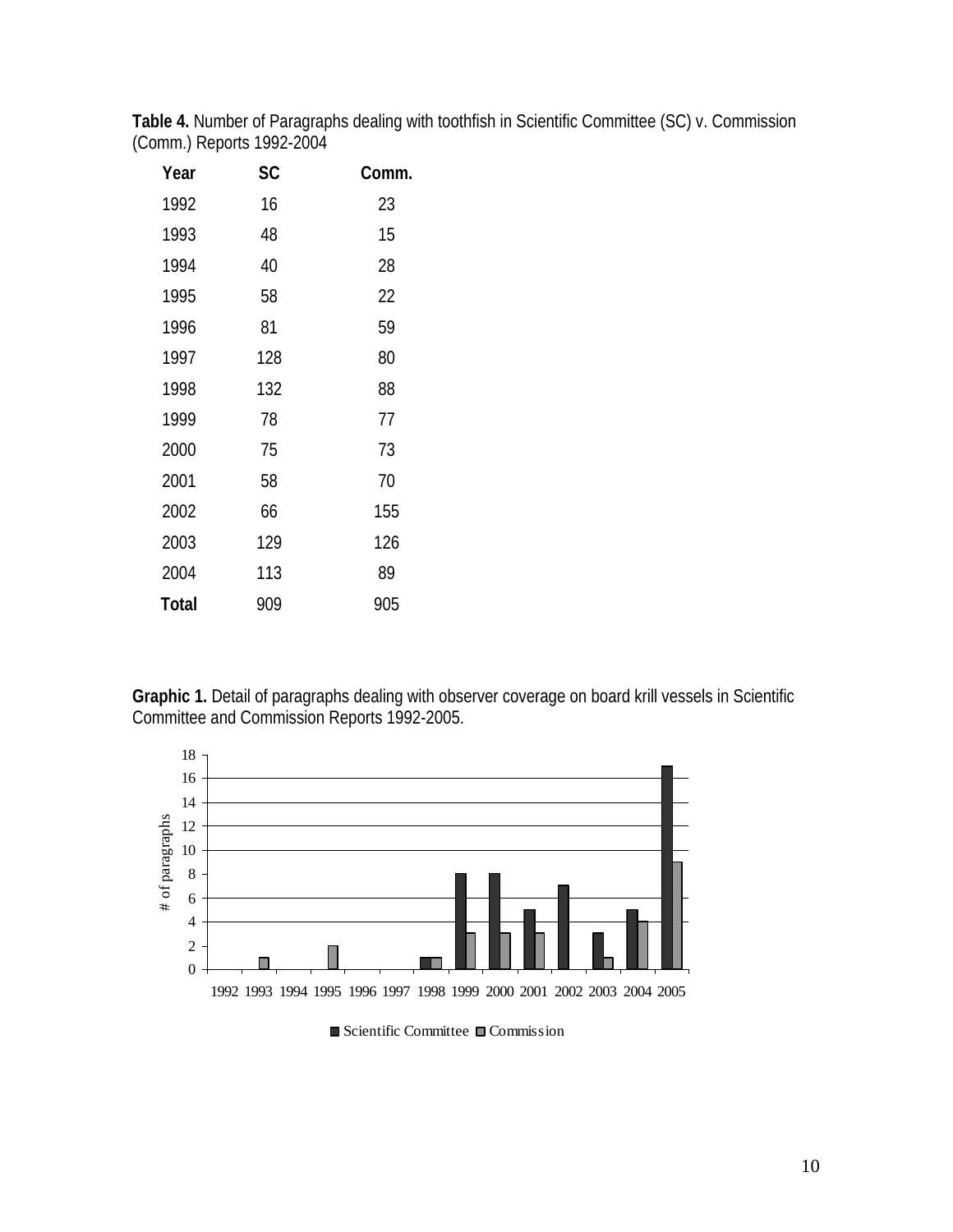**Table 4.** Number of Paragraphs dealing with toothfish in Scientific Committee (SC) v. Commission (Comm.) Reports 1992-2004

| Year | SC | Comm. |
|---|---|---|
| 1992 | 16 | 23 |
| 1993 | 48 | 15 |
| 1994 | 40 | 28 |
| 1995 | 58 | 22 |
| 1996 | 81 | 59 |
| 1997 | 128 | 80 |
| 1998 | 132 | 88 |
| 1999 | 78 | 77 |
| 2000 | 75 | 73 |
| 2001 | 58 | 70 |
| 2002 | 66 | 155 |
| 2003 | 129 | 126 |
| 2004 | 113 | 89 |
| **Total** | 909 | 905 |

**Graphic 1.** Detail of paragraphs dealing with observer coverage on board krill vessels in Scientific Committee and Commission Reports 1992-2005.

# of paragraphs

0 2 4 6 8 10 12 14 16 18

1992 1993 1994 1995 1996 1997 1998 1999 2000 2001 2002 2003 2004 2005

Scientific Committee Commission